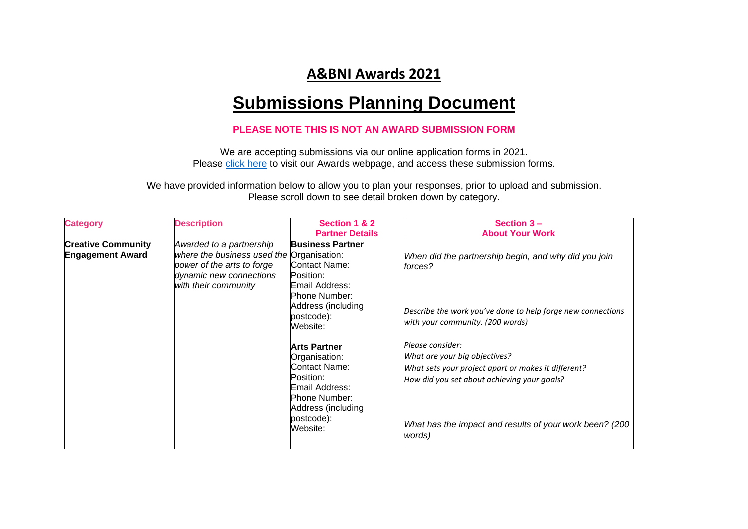## A&BNI Awards 2021

# Submissions Planning Document

**PLEASE NOTE THIS IS NOT AN AWARD SUBMISSION FORM**

We are accepting submissions via our online application forms in 2021.
Please click here to visit our Awards webpage, and access these submission forms.

We have provided information below to allow you to plan your responses, prior to upload and submission.
Please scroll down to see detail broken down by category.

| Category | Description | Section 1 & 2<br>Partner Details | Section 3 –<br>About Your Work |
| --- | --- | --- | --- |
| **Creative Community Engagement Award** | *Awarded to a partnership where the business used the power of the arts to forge dynamic new connections with their community* | **Business Partner**<br>Organisation:<br>Contact Name:<br>Position:<br>Email Address:<br>Phone Number:<br>Address (including postcode):<br>Website:<br><br>**Arts Partner**<br>Organisation:<br>Contact Name:<br>Position:<br>Email Address:<br>Phone Number:<br>Address (including postcode):<br>Website: | *When did the partnership begin, and why did you join forces?*<br><br>*Describe the work you've done to help forge new connections with your community. (200 words)*<br><br>*Please consider:*<br>*What are your big objectives?*<br>*What sets your project apart or makes it different?*<br>*How did you set about achieving your goals?*<br><br>*What has the impact and results of your work been? (200 words)* |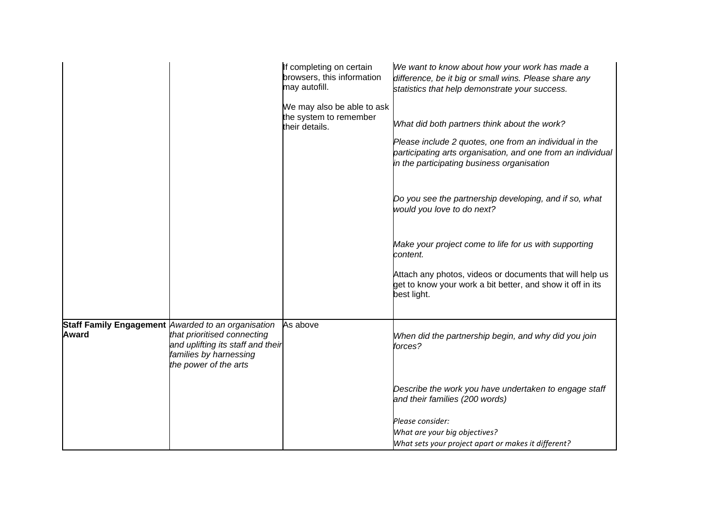| | | | |
|---|---|---|---|
| | | If completing on certain browsers, this information may autofill.<br><br>We may also be able to ask the system to remember their details. | *We want to know about how your work has made a difference, be it big or small wins. Please share any statistics that help demonstrate your success.*<br><br>*What did both partners think about the work?*<br><br>*Please include 2 quotes, one from an individual in the participating arts organisation, and one from an individual in the participating business organisation*<br><br>*Do you see the partnership developing, and if so, what would you love to do next?*<br><br>*Make your project come to life for us with supporting content.*<br><br>Attach any photos, videos or documents that will help us get to know your work a bit better, and show it off in its best light. |
| **Staff Family Engagement Award** | *Awarded to an organisation that prioritised connecting and uplifting its staff and their families by harnessing the power of the arts* | As above | *When did the partnership begin, and why did you join forces?*<br><br>*Describe the work you have undertaken to engage staff and their families (200 words)*<br><br>*Please consider:*<br>*What are your big objectives?*<br>*What sets your project apart or makes it different?* |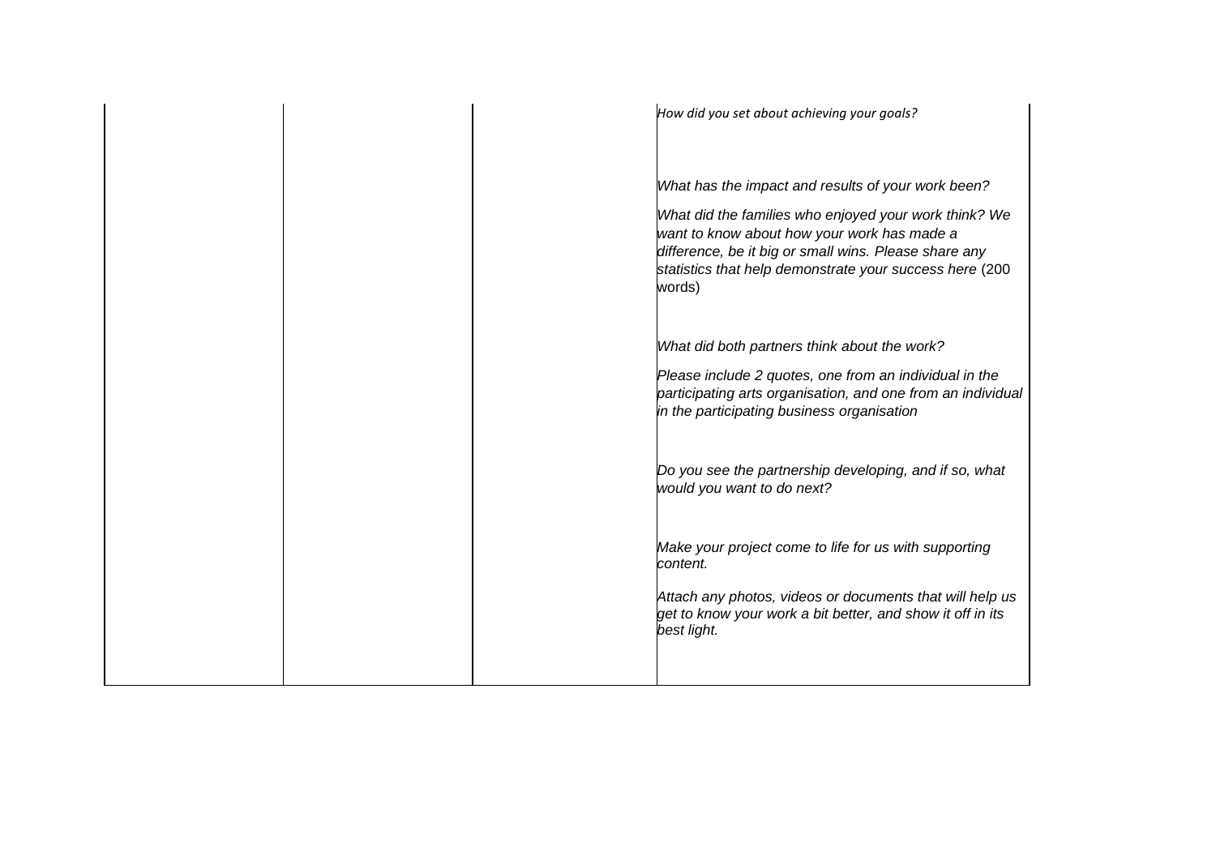|  |  |  | *How did you set about achieving your goals?*<br><br>*What has the impact and results of your work been?*<br><br>*What did the families who enjoyed your work think? We want to know about how your work has made a difference, be it big or small wins. Please share any statistics that help demonstrate your success here* (200 words)<br><br>*What did both partners think about the work?*<br><br>*Please include 2 quotes, one from an individual in the participating arts organisation, and one from an individual in the participating business organisation*<br><br>*Do you see the partnership developing, and if so, what would you want to do next?*<br><br>*Make your project come to life for us with supporting content.*<br><br>*Attach any photos, videos or documents that will help us get to know your work a bit better, and show it off in its best light.* |
|---|---|---|---|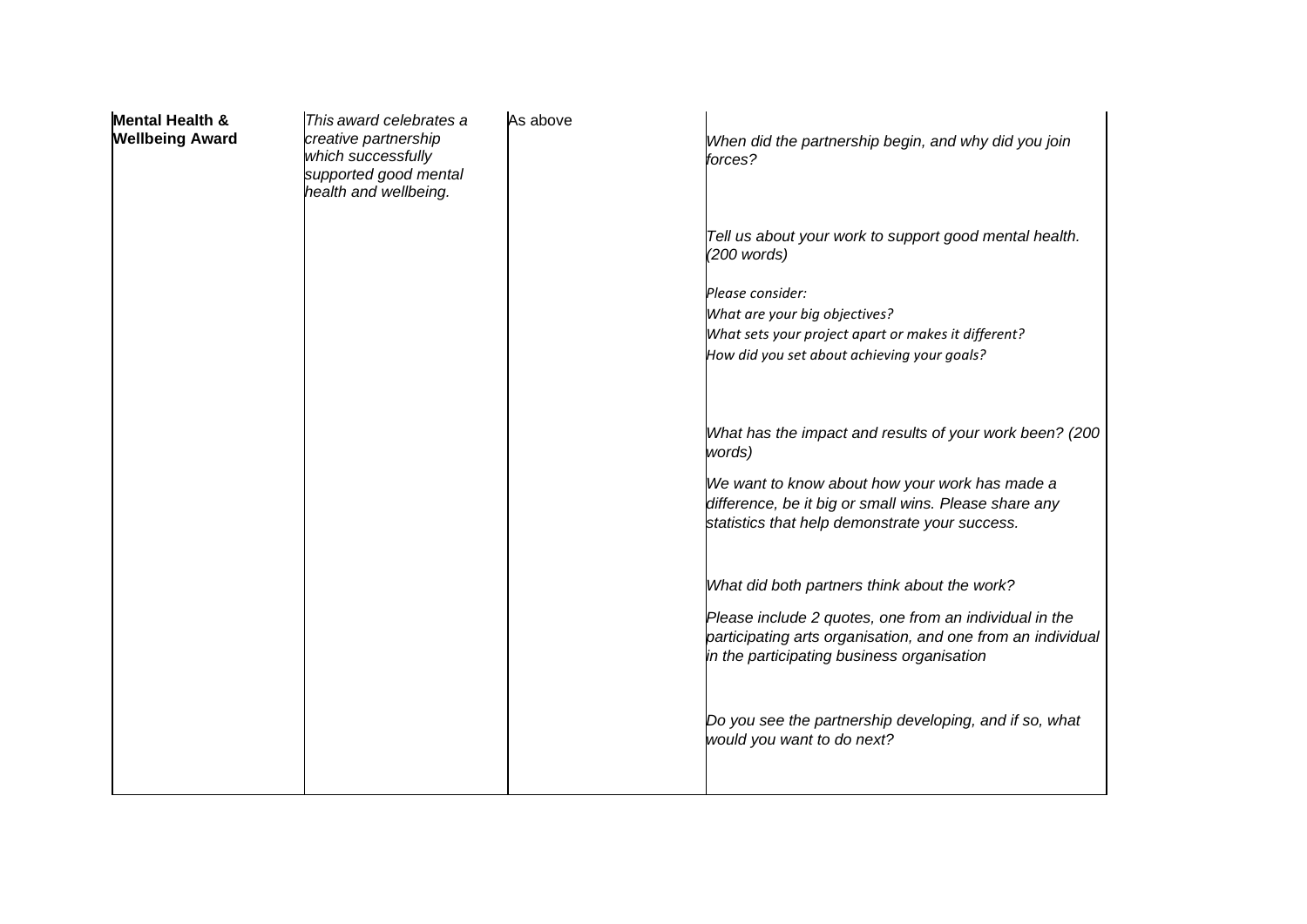| **Mental Health & Wellbeing Award** | *This award celebrates a creative partnership which successfully supported good mental health and wellbeing.* | As above | *When did the partnership begin, and why did you join forces?*<br><br>*Tell us about your work to support good mental health. (200 words)*<br><br>*Please consider:*<br>*What are your big objectives?*<br>*What sets your project apart or makes it different?*<br>*How did you set about achieving your goals?*<br><br>*What has the impact and results of your work been? (200 words)*<br><br>*We want to know about how your work has made a difference, be it big or small wins. Please share any statistics that help demonstrate your success.*<br><br>*What did both partners think about the work?*<br><br>*Please include 2 quotes, one from an individual in the participating arts organisation, and one from an individual in the participating business organisation*<br><br>*Do you see the partnership developing, and if so, what would you want to do next?* |
|---|---|---|---|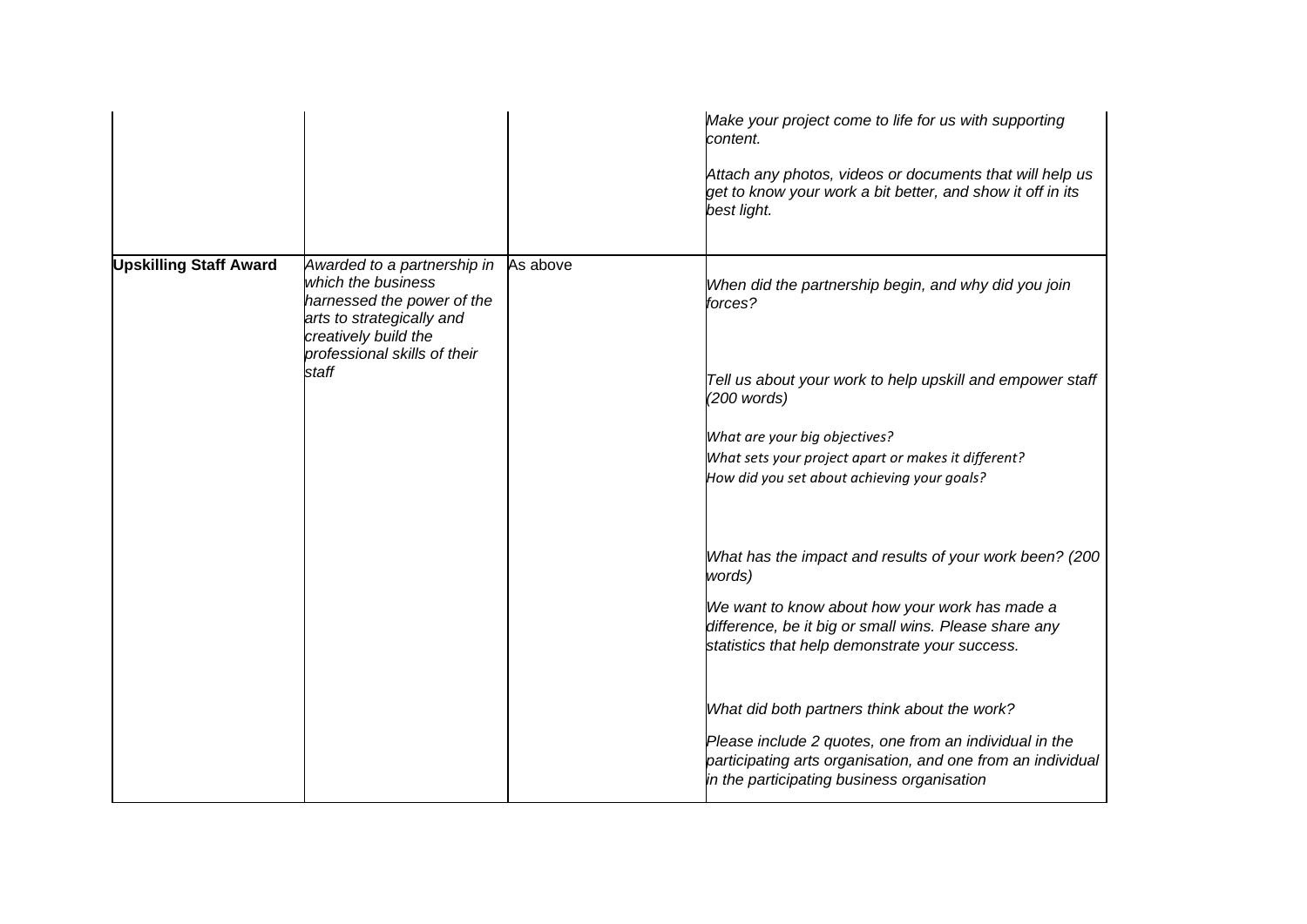| | | | |
|---|---|---|---|
| | | | *Make your project come to life for us with supporting content.*<br><br>*Attach any photos, videos or documents that will help us get to know your work a bit better, and show it off in its best light.* |
| **Upskilling Staff Award** | *Awarded to a partnership in which the business harnessed the power of the arts to strategically and creatively build the professional skills of their staff* | As above | *When did the partnership begin, and why did you join forces?*<br><br>*Tell us about your work to help upskill and empower staff (200 words)*<br><br>*What are your big objectives?*<br>*What sets your project apart or makes it different?*<br>*How did you set about achieving your goals?*<br><br>*What has the impact and results of your work been? (200 words)*<br><br>*We want to know about how your work has made a difference, be it big or small wins. Please share any statistics that help demonstrate your success.*<br><br>*What did both partners think about the work?*<br><br>*Please include 2 quotes, one from an individual in the participating arts organisation, and one from an individual in the participating business organisation* |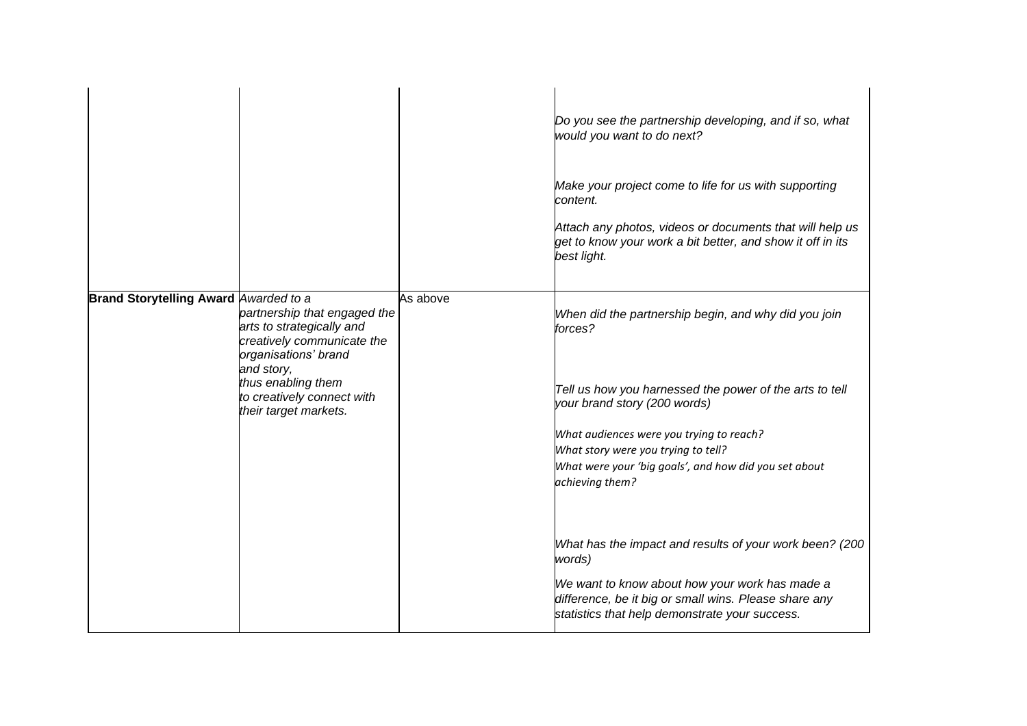| | | | |
|---|---|---|---|
| | | | *Do you see the partnership developing, and if so, what would you want to do next?*<br><br>*Make your project come to life for us with supporting content.*<br><br>*Attach any photos, videos or documents that will help us get to know your work a bit better, and show it off in its best light.* |
| **Brand Storytelling Award** | *Awarded to a partnership that engaged the arts to strategically and creatively communicate the organisations' brand and story, thus enabling them to creatively connect with their target markets.* | As above | *When did the partnership begin, and why did you join forces?*<br><br>*Tell us how you harnessed the power of the arts to tell your brand story (200 words)*<br><br>*What audiences were you trying to reach?*<br>*What story were you trying to tell?*<br>*What were your 'big goals', and how did you set about achieving them?*<br><br>*What has the impact and results of your work been? (200 words)*<br><br>*We want to know about how your work has made a difference, be it big or small wins. Please share any statistics that help demonstrate your success.* |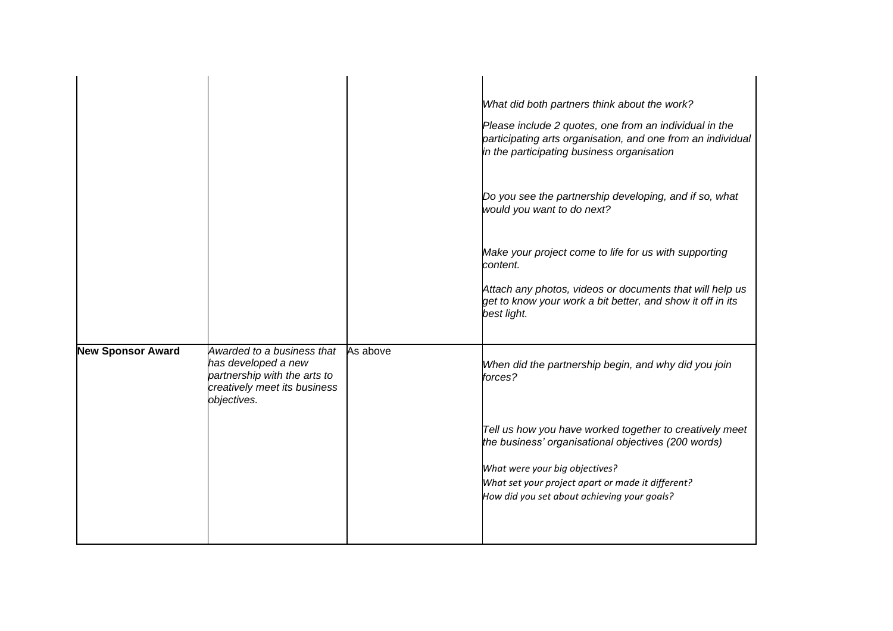| | | | |
|---|---|---|---|
| | | | *What did both partners think about the work?*<br><br>*Please include 2 quotes, one from an individual in the participating arts organisation, and one from an individual in the participating business organisation*<br><br>*Do you see the partnership developing, and if so, what would you want to do next?*<br><br>*Make your project come to life for us with supporting content.*<br><br>*Attach any photos, videos or documents that will help us get to know your work a bit better, and show it off in its best light.* |
| **New Sponsor Award** | *Awarded to a business that has developed a new partnership with the arts to creatively meet its business objectives.* | As above | *When did the partnership begin, and why did you join forces?*<br><br>*Tell us how you have worked together to creatively meet the business' organisational objectives (200 words)*<br><br>*What were your big objectives?*<br>*What set your project apart or made it different?*<br>*How did you set about achieving your goals?* |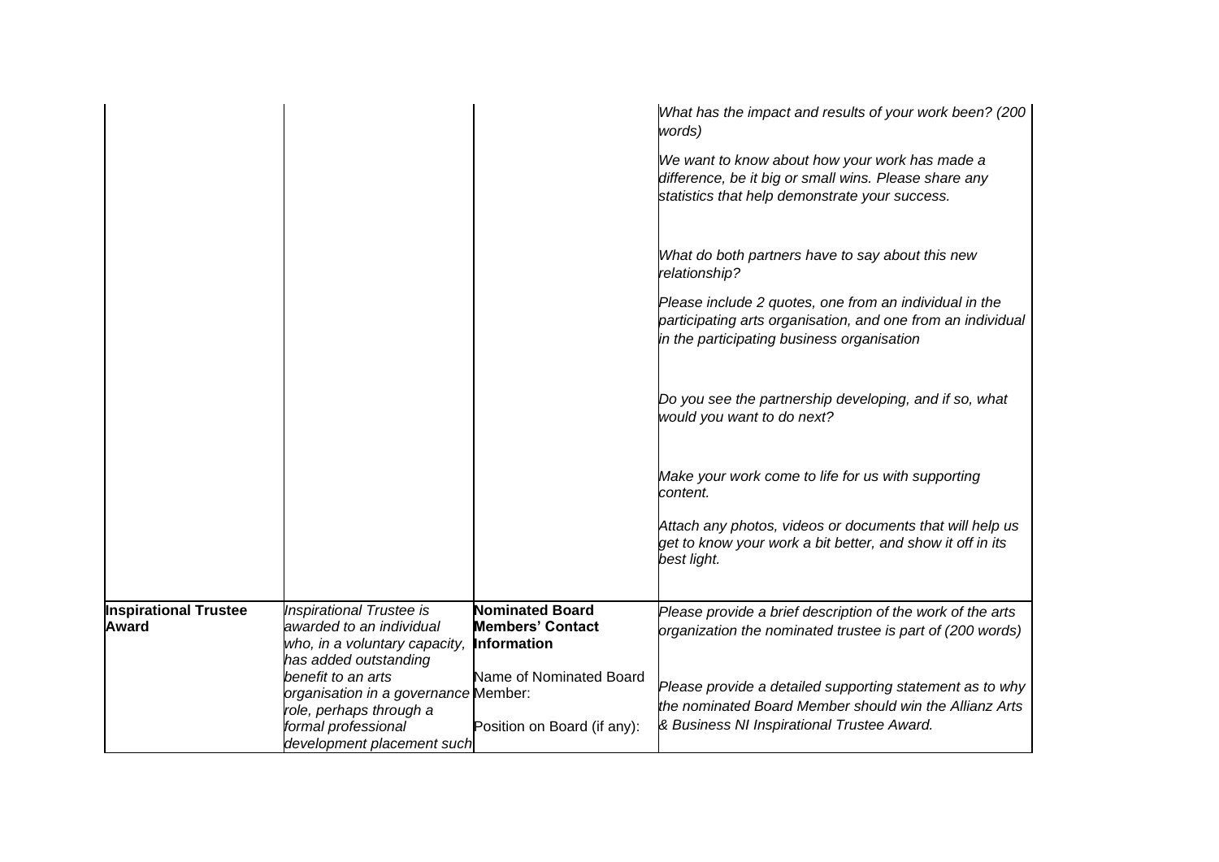| | | | |
|---|---|---|---|
| | | | *What has the impact and results of your work been? (200 words)*<br><br>*We want to know about how your work has made a difference, be it big or small wins. Please share any statistics that help demonstrate your success.*<br><br>*What do both partners have to say about this new relationship?*<br><br>*Please include 2 quotes, one from an individual in the participating arts organisation, and one from an individual in the participating business organisation*<br><br>*Do you see the partnership developing, and if so, what would you want to do next?*<br><br>*Make your work come to life for us with supporting content.*<br><br>*Attach any photos, videos or documents that will help us get to know your work a bit better, and show it off in its best light.* |
| **Inspirational Trustee Award** | *Inspirational Trustee is awarded to an individual who, in a voluntary capacity, has added outstanding benefit to an arts organisation in a governance role, perhaps through a formal professional development placement such* | **Nominated Board Members' Contact Information**<br><br>Name of Nominated Board Member:<br><br>Position on Board (if any): | *Please provide a brief description of the work of the arts organization the nominated trustee is part of (200 words)*<br><br>*Please provide a detailed supporting statement as to why the nominated Board Member should win the Allianz Arts & Business NI Inspirational Trustee Award.* |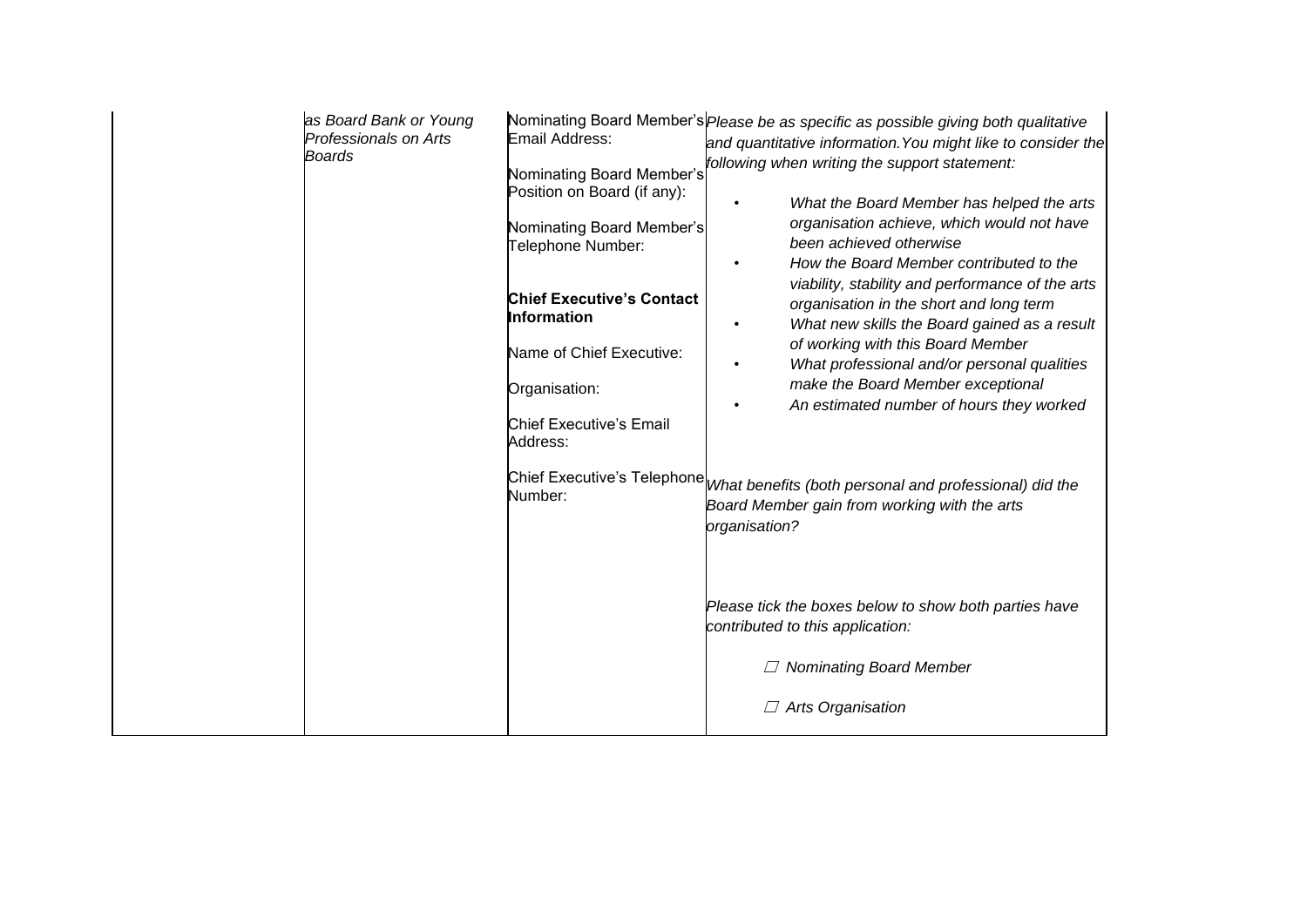| | | | |
|---|---|---|---|
| | *as Board Bank or Young Professionals on Arts Boards* | Nominating Board Member's Email Address:<br><br>Nominating Board Member's Position on Board (if any):<br><br>Nominating Board Member's Telephone Number:<br><br>**Chief Executive's Contact Information**<br><br>Name of Chief Executive:<br><br>Organisation:<br><br>Chief Executive's Email Address:<br><br>Chief Executive's Telephone Number: | *Please be as specific as possible giving both qualitative and quantitative information. You might like to consider the following when writing the support statement:*<br><br>• *What the Board Member has helped the arts organisation achieve, which would not have been achieved otherwise*<br>• *How the Board Member contributed to the viability, stability and performance of the arts organisation in the short and long term*<br>• *What new skills the Board gained as a result of working with this Board Member*<br>• *What professional and/or personal qualities make the Board Member exceptional*<br>• *An estimated number of hours they worked*<br><br>*What benefits (both personal and professional) did the Board Member gain from working with the arts organisation?*<br><br>*Please tick the boxes below to show both parties have contributed to this application:*<br><br>☐ *Nominating Board Member*<br><br>☐ *Arts Organisation* |